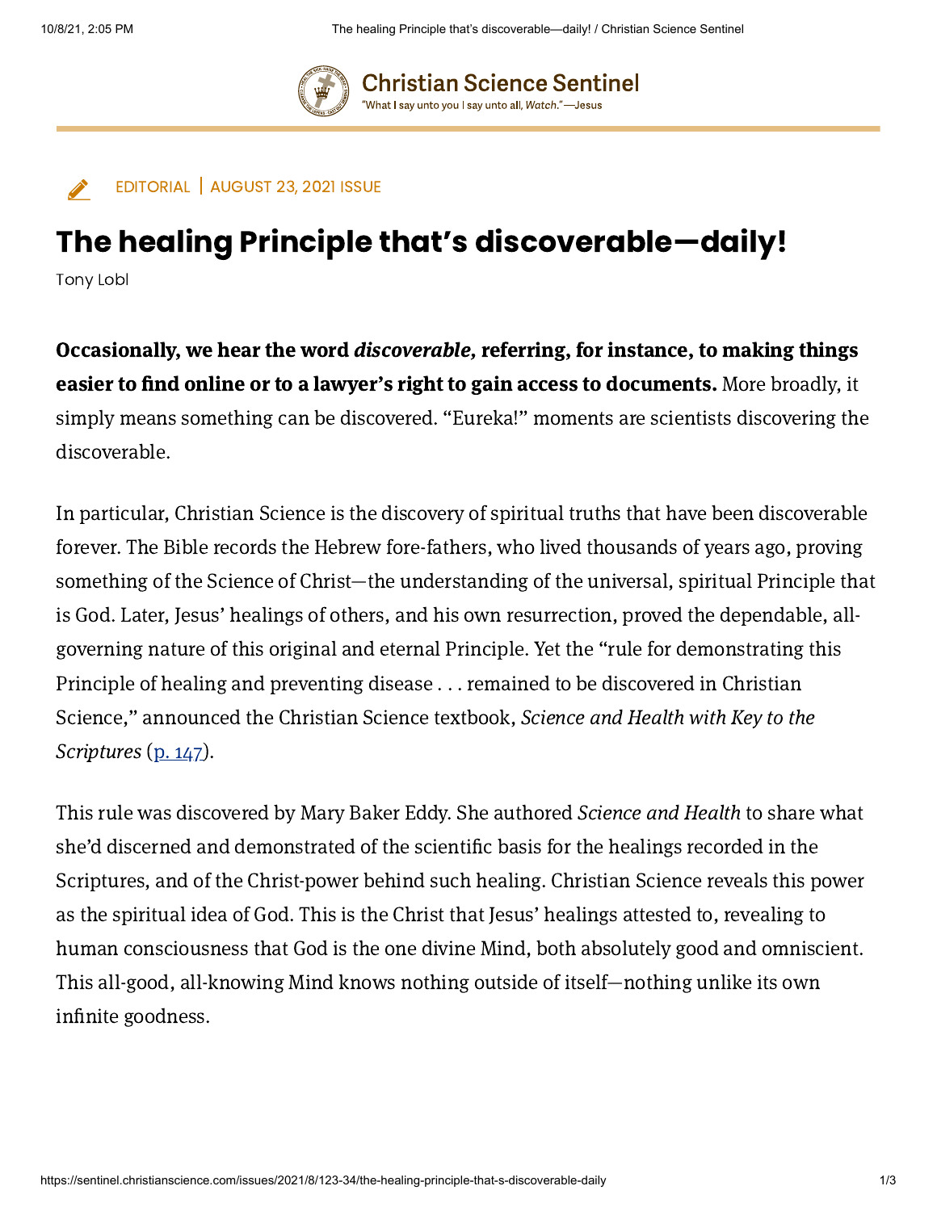Christian Science Sentinel

"What I say unto you I say unto all, *Watch*."—Jesus

EDITORIAL | AUGUST 23, 2021 ISSUE

# The healing Principle that's discoverable—daily!

Tony Lobl

**Occasionally, we hear the word *discoverable,* referring, for instance, to making things easier to find online or to a lawyer's right to gain access to documents.** More broadly, it simply means something can be discovered. "Eureka!" moments are scientists discovering the discoverable.

In particular, Christian Science is the discovery of spiritual truths that have been discoverable forever. The Bible records the Hebrew fore-fathers, who lived thousands of years ago, proving something of the Science of Christ—the understanding of the universal, spiritual Principle that is God. Later, Jesus' healings of others, and his own resurrection, proved the dependable, all-governing nature of this original and eternal Principle. Yet the "rule for demonstrating this Principle of healing and preventing disease . . . remained to be discovered in Christian Science," announced the Christian Science textbook, *Science and Health with Key to the Scriptures* (p. 147).

This rule was discovered by Mary Baker Eddy. She authored *Science and Health* to share what she'd discerned and demonstrated of the scientific basis for the healings recorded in the Scriptures, and of the Christ-power behind such healing. Christian Science reveals this power as the spiritual idea of God. This is the Christ that Jesus' healings attested to, revealing to human consciousness that God is the one divine Mind, both absolutely good and omniscient. This all-good, all-knowing Mind knows nothing outside of itself—nothing unlike its own infinite goodness.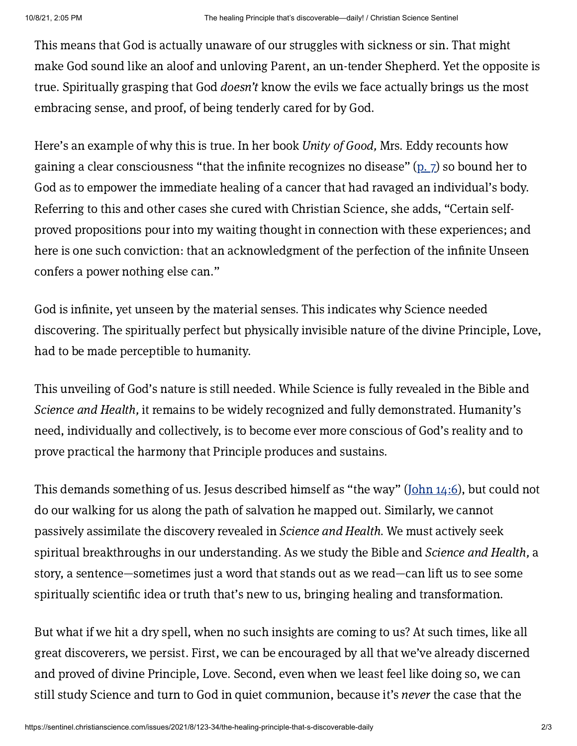This means that God is actually unaware of our struggles with sickness or sin. That might make God sound like an aloof and unloving Parent, an un-tender Shepherd. Yet the opposite is true. Spiritually grasping that God *doesn't* know the evils we face actually brings us the most embracing sense, and proof, of being tenderly cared for by God.

Here's an example of why this is true. In her book *Unity of Good,* Mrs. Eddy recounts how gaining a clear consciousness "that the infinite recognizes no disease" (p. 7) so bound her to God as to empower the immediate healing of a cancer that had ravaged an individual's body. Referring to this and other cases she cured with Christian Science, she adds, "Certain self-proved propositions pour into my waiting thought in connection with these experiences; and here is one such conviction: that an acknowledgment of the perfection of the infinite Unseen confers a power nothing else can."

God is infinite, yet unseen by the material senses. This indicates why Science needed discovering. The spiritually perfect but physically invisible nature of the divine Principle, Love, had to be made perceptible to humanity.

This unveiling of God's nature is still needed. While Science is fully revealed in the Bible and *Science and Health,* it remains to be widely recognized and fully demonstrated. Humanity's need, individually and collectively, is to become ever more conscious of God's reality and to prove practical the harmony that Principle produces and sustains.

This demands something of us. Jesus described himself as "the way" (John 14:6), but could not do our walking for us along the path of salvation he mapped out. Similarly, we cannot passively assimilate the discovery revealed in *Science and Health*. We must actively seek spiritual breakthroughs in our understanding. As we study the Bible and *Science and Health,* a story, a sentence—sometimes just a word that stands out as we read—can lift us to see some spiritually scientific idea or truth that's new to us, bringing healing and transformation.

But what if we hit a dry spell, when no such insights are coming to us? At such times, like all great discoverers, we persist. First, we can be encouraged by all that we've already discerned and proved of divine Principle, Love. Second, even when we least feel like doing so, we can still study Science and turn to God in quiet communion, because it's *never* the case that the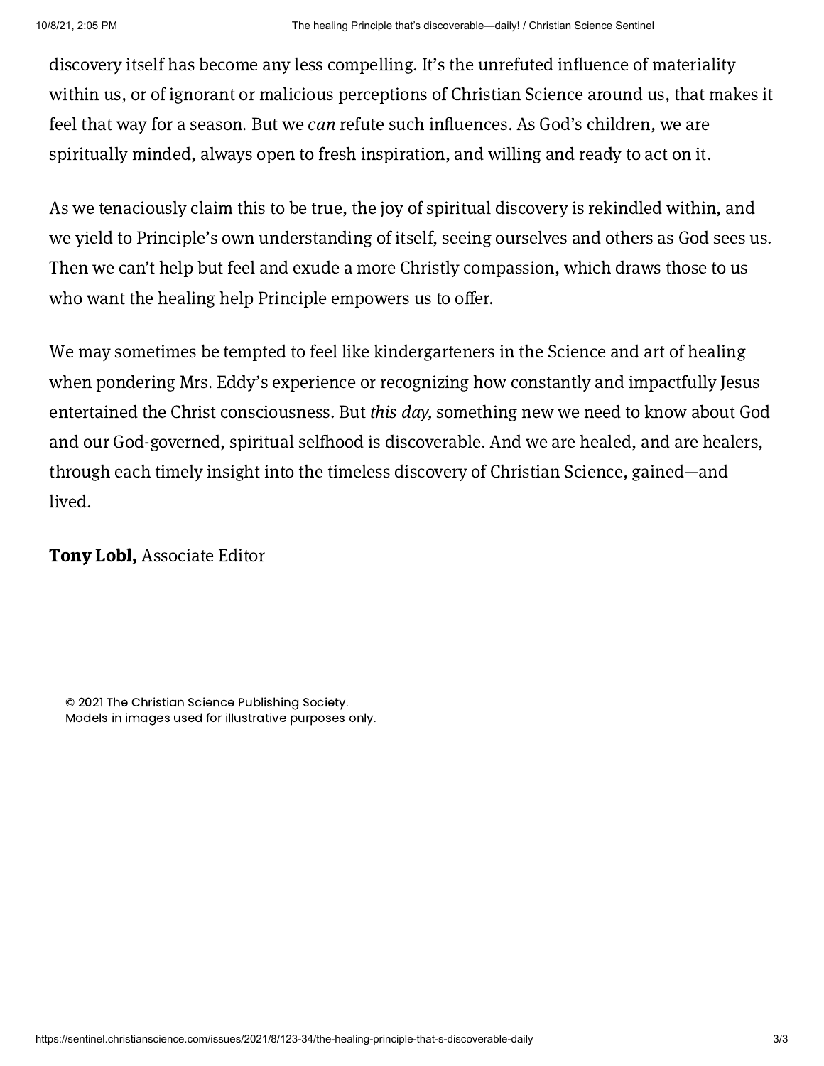discovery itself has become any less compelling. It's the unrefuted influence of materiality within us, or of ignorant or malicious perceptions of Christian Science around us, that makes it feel that way for a season. But we *can* refute such influences. As God's children, we are spiritually minded, always open to fresh inspiration, and willing and ready to act on it.

As we tenaciously claim this to be true, the joy of spiritual discovery is rekindled within, and we yield to Principle's own understanding of itself, seeing ourselves and others as God sees us. Then we can't help but feel and exude a more Christly compassion, which draws those to us who want the healing help Principle empowers us to offer.

We may sometimes be tempted to feel like kindergarteners in the Science and art of healing when pondering Mrs. Eddy's experience or recognizing how constantly and impactfully Jesus entertained the Christ consciousness. But *this day,* something new we need to know about God and our God-governed, spiritual selfhood is discoverable. And we are healed, and are healers, through each timely insight into the timeless discovery of Christian Science, gained—and lived.

**Tony Lobl,** Associate Editor

© 2021 The Christian Science Publishing Society.
Models in images used for illustrative purposes only.